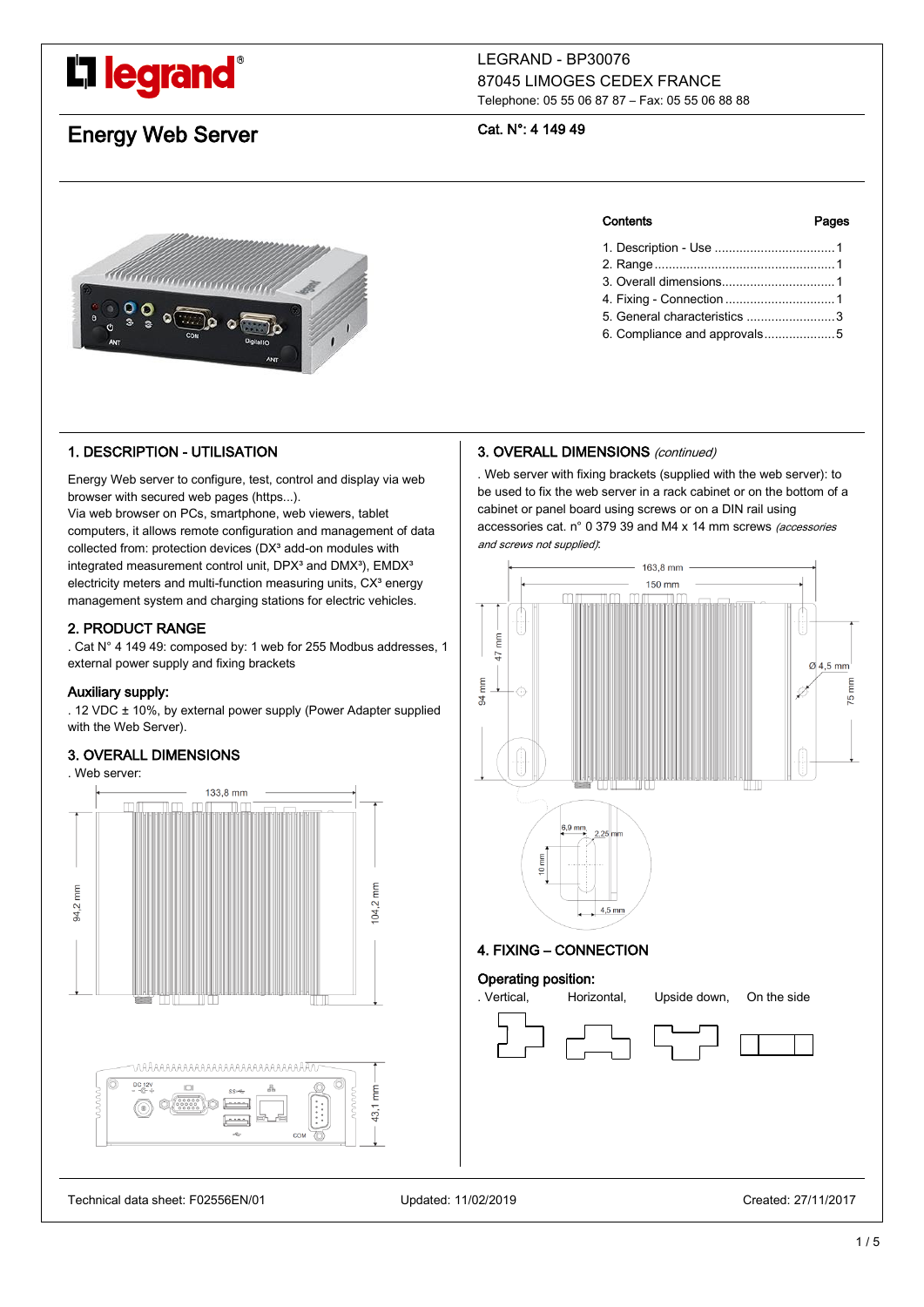LEGRAND - BP30076
87045 LIMOGES CEDEX FRANCE
Telephone: 05 55 06 87 87 – Fax: 05 55 06 88 88

# Energy Web Server

**Cat. N°: 4 149 49**

| Contents | Pages |
| --- | --- |
| 1. Description - Use | 1 |
| 2. Range | 1 |
| 3. Overall dimensions | 1 |
| 4. Fixing - Connection | 1 |
| 5. General characteristics | 3 |
| 6. Compliance and approvals | 5 |

## 1. DESCRIPTION - UTILISATION

Energy Web server to configure, test, control and display via web browser with secured web pages (https...).
Via web browser on PCs, smartphone, web viewers, tablet computers, it allows remote configuration and management of data collected from: protection devices (DX³ add-on modules with integrated measurement control unit, DPX³ and DMX³), EMDX³ electricity meters and multi-function measuring units, CX³ energy management system and charging stations for electric vehicles.

## 2. PRODUCT RANGE

. Cat N° 4 149 49: composed by: 1 web for 255 Modbus addresses, 1 external power supply and fixing brackets

### Auxiliary supply:

. 12 VDC ± 10%, by external power supply (Power Adapter supplied with the Web Server).

## 3. OVERALL DIMENSIONS

. Web server:

133,8 mm
94,2 mm
104,2 mm
43,1 mm

## 3. OVERALL DIMENSIONS *(continued)*

. Web server with fixing brackets (supplied with the web server): to be used to fix the web server in a rack cabinet or on the bottom of a cabinet or panel board using screws or on a DIN rail using accessories cat. n° 0 379 39 and M4 x 14 mm screws *(accessories and screws not supplied)*:

163,8 mm
150 mm
47 mm
94 mm
Ø 4,5 mm
75 mm
6,9 mm
2,25 mm
10 mm
4,5 mm

## 4. FIXING – CONNECTION

### Operating position:

. Vertical, Horizontal, Upside down, On the side

Technical data sheet: F02556EN/01 Updated: 11/02/2019 Created: 27/11/2017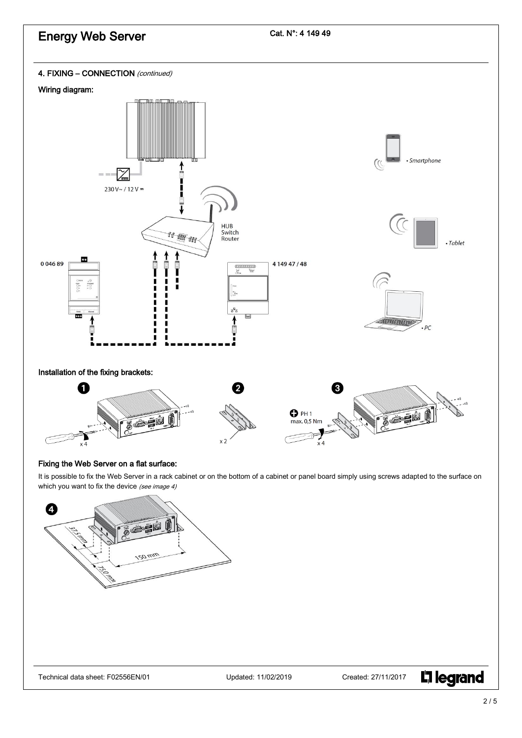## 4. FIXING – CONNECTION *(continued)*

### Wiring diagram:

### Installation of the fixing brackets:

### Fixing the Web Server on a flat surface:

It is possible to fix the Web Server in a rack cabinet or on the bottom of a cabinet or panel board simply using screws adapted to the surface on which you want to fix the device *(see image 4)*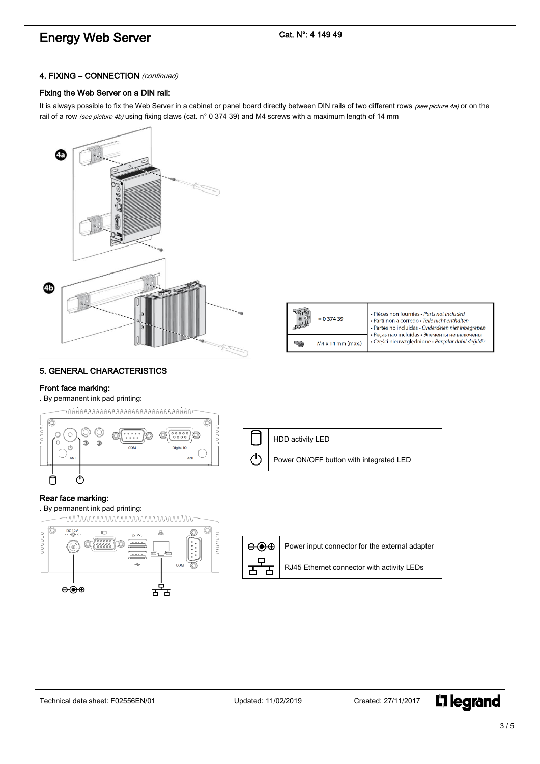## 4. FIXING – CONNECTION *(continued)*

### Fixing the Web Server on a DIN rail:

It is always possible to fix the Web Server in a cabinet or panel board directly between DIN rails of two different rows *(see picture 4a)* or on the rail of a row *(see picture 4b)* using fixing claws (cat. n° 0 374 39) and M4 screws with a maximum length of 14 mm

| | | |
|---|---|---|
| | = 0 374 39 | • Pièces non fournies • *Parts not included* • Parti non a corredo • *Teile nicht enthalten* • Partes no incluidas • *Onderdelen niet inbegrepen* • Peças não incluídas • Элементы не включены • Części nieuwzględnione • *Parçalar dahil değildir* |
| | M4 x 14 mm (max.) | |

## 5. GENERAL CHARACTERISTICS

### Front face marking:

. By permanent ink pad printing:

| | |
|---|---|
| | HDD activity LED |
| | Power ON/OFF button with integrated LED |

### Rear face marking:

. By permanent ink pad printing:

| | |
|---|---|
| | Power input connector for the external adapter |
| | RJ45 Ethernet connector with activity LEDs |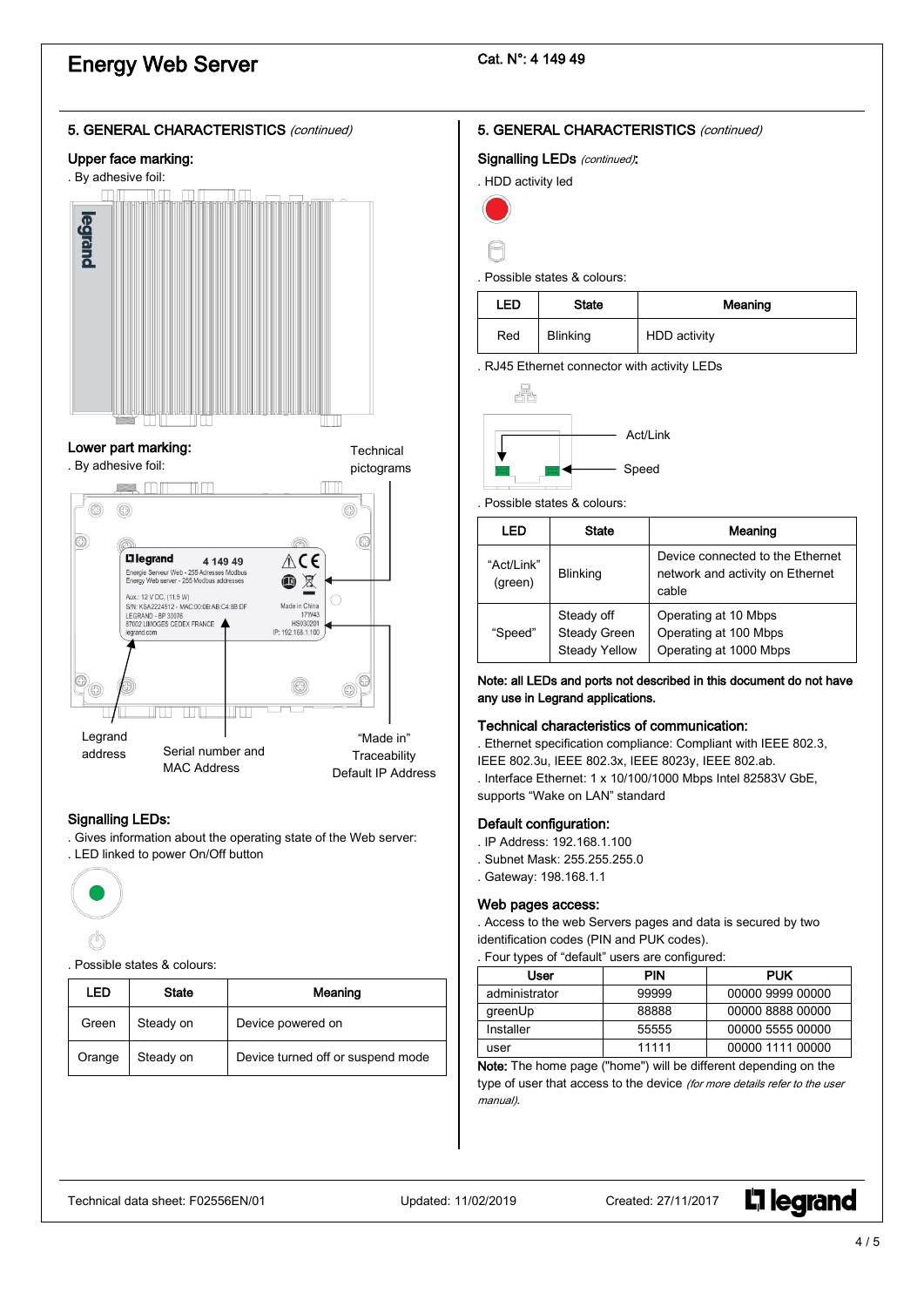# Energy Web Server

Cat. N°: 4 149 49

## 5. GENERAL CHARACTERISTICS *(continued)*

### Upper face marking:

. By adhesive foil:

### Lower part marking:

. By adhesive foil:

Technical pictograms

Legrand address

Serial number and MAC Address

"Made in" Traceability Default IP Address

### Signalling LEDs:

. Gives information about the operating state of the Web server:

. LED linked to power On/Off button

. Possible states & colours:

| LED | State | Meaning |
|---|---|---|
| Green | Steady on | Device powered on |
| Orange | Steady on | Device turned off or suspend mode |

## 5. GENERAL CHARACTERISTICS *(continued)*

### Signalling LEDs *(continued)*:

. HDD activity led

. Possible states & colours:

| LED | State | Meaning |
|---|---|---|
| Red | Blinking | HDD activity |

. RJ45 Ethernet connector with activity LEDs

Act/Link

Speed

. Possible states & colours:

| LED | State | Meaning |
|---|---|---|
| "Act/Link" (green) | Blinking | Device connected to the Ethernet network and activity on Ethernet cable |
| "Speed" | Steady off<br>Steady Green<br>Steady Yellow | Operating at 10 Mbps<br>Operating at 100 Mbps<br>Operating at 1000 Mbps |

**Note: all LEDs and ports not described in this document do not have any use in Legrand applications.**

### Technical characteristics of communication:

. Ethernet specification compliance: Compliant with IEEE 802.3, IEEE 802.3u, IEEE 802.3x, IEEE 8023y, IEEE 802.ab.

. Interface Ethernet: 1 x 10/100/1000 Mbps Intel 82583V GbE, supports "Wake on LAN" standard

### Default configuration:

. IP Address: 192.168.1.100

. Subnet Mask: 255.255.255.0

. Gateway: 198.168.1.1

### Web pages access:

. Access to the web Servers pages and data is secured by two identification codes (PIN and PUK codes).

. Four types of "default" users are configured:

| User | PIN | PUK |
|---|---|---|
| administrator | 99999 | 00000 9999 00000 |
| greenUp | 88888 | 00000 8888 00000 |
| Installer | 55555 | 00000 5555 00000 |
| user | 11111 | 00000 1111 00000 |

**Note:** The home page ("home") will be different depending on the type of user that access to the device *(for more details refer to the user manual).*

Technical data sheet: F02556EN/01 Updated: 11/02/2019 Created: 27/11/2017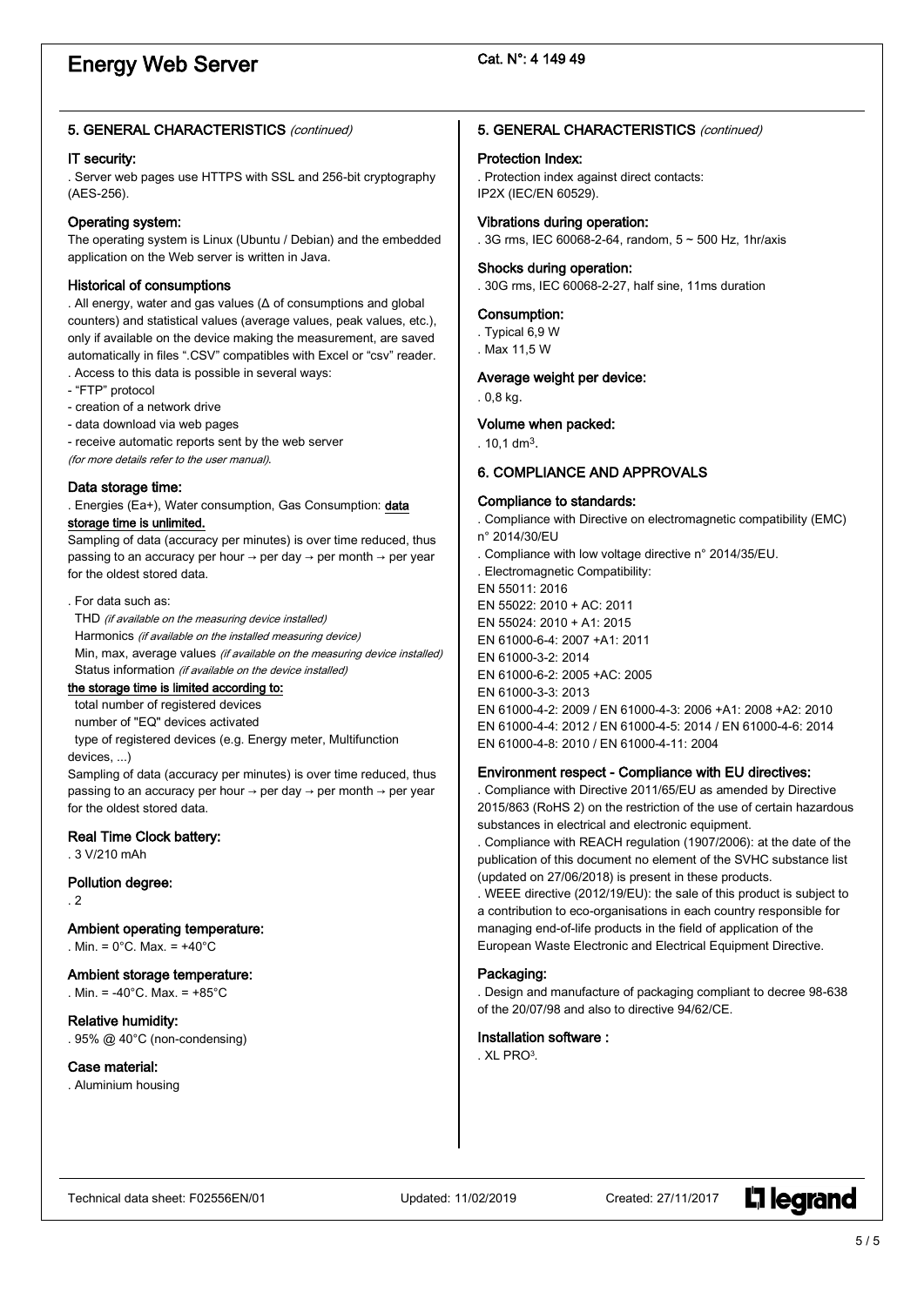# Energy Web Server

Cat. N°: 4 149 49

## 5. GENERAL CHARACTERISTICS *(continued)*

### IT security:

. Server web pages use HTTPS with SSL and 256-bit cryptography (AES-256).

### Operating system:

The operating system is Linux (Ubuntu / Debian) and the embedded application on the Web server is written in Java.

### Historical of consumptions

. All energy, water and gas values (Δ of consumptions and global counters) and statistical values (average values, peak values, etc.), only if available on the device making the measurement, are saved automatically in files ".CSV" compatibles with Excel or "csv" reader.
. Access to this data is possible in several ways:
- "FTP" protocol
- creation of a network drive
- data download via web pages
- receive automatic reports sent by the web server

*(for more details refer to the user manual).*

### Data storage time:

. Energies (Ea+), Water consumption, Gas Consumption: **data storage time is unlimited.**

Sampling of data (accuracy per minutes) is over time reduced, thus passing to an accuracy per hour → per day → per month → per year for the oldest stored data.

. For data such as:
THD *(if available on the measuring device installed)*
Harmonics *(if available on the installed measuring device)*
Min, max, average values *(if available on the measuring device installed)*
Status information *(if available on the device installed)*

**the storage time is limited according to:**
total number of registered devices
number of "EQ" devices activated
type of registered devices (e.g. Energy meter, Multifunction devices, ...)

Sampling of data (accuracy per minutes) is over time reduced, thus passing to an accuracy per hour → per day → per month → per year for the oldest stored data.

### Real Time Clock battery:

. 3 V/210 mAh

### Pollution degree:

. 2

### Ambient operating temperature:

. Min. = 0°C. Max. = +40°C

### Ambient storage temperature:

. Min. = -40°C. Max. = +85°C

### Relative humidity:

. 95% @ 40°C (non-condensing)

### Case material:

. Aluminium housing

## 5. GENERAL CHARACTERISTICS *(continued)*

### Protection Index:

. Protection index against direct contacts:
IP2X (IEC/EN 60529).

### Vibrations during operation:

. 3G rms, IEC 60068-2-64, random, 5 ~ 500 Hz, 1hr/axis

### Shocks during operation:

. 30G rms, IEC 60068-2-27, half sine, 11ms duration

### Consumption:

. Typical 6,9 W
. Max 11,5 W

### Average weight per device:

. 0,8 kg.

### Volume when packed:

. 10,1 $dm^3$.

## 6. COMPLIANCE AND APPROVALS

### Compliance to standards:

. Compliance with Directive on electromagnetic compatibility (EMC) n° 2014/30/EU
. Compliance with low voltage directive n° 2014/35/EU.
. Electromagnetic Compatibility:
EN 55011: 2016
EN 55022: 2010 + AC: 2011
EN 55024: 2010 + A1: 2015
EN 61000-6-4: 2007 +A1: 2011
EN 61000-3-2: 2014
EN 61000-6-2: 2005 +AC: 2005
EN 61000-3-3: 2013
EN 61000-4-2: 2009 / EN 61000-4-3: 2006 +A1: 2008 +A2: 2010
EN 61000-4-4: 2012 / EN 61000-4-5: 2014 / EN 61000-4-6: 2014
EN 61000-4-8: 2010 / EN 61000-4-11: 2004

### Environment respect - Compliance with EU directives:

. Compliance with Directive 2011/65/EU as amended by Directive 2015/863 (RoHS 2) on the restriction of the use of certain hazardous substances in electrical and electronic equipment.
. Compliance with REACH regulation (1907/2006): at the date of the publication of this document no element of the SVHC substance list (updated on 27/06/2018) is present in these products.
. WEEE directive (2012/19/EU): the sale of this product is subject to a contribution to eco-organisations in each country responsible for managing end-of-life products in the field of application of the European Waste Electronic and Electrical Equipment Directive.

### Packaging:

. Design and manufacture of packaging compliant to decree 98-638 of the 20/07/98 and also to directive 94/62/CE.

### Installation software :

. XL PRO³.

Technical data sheet: F02556EN/01 Updated: 11/02/2019 Created: 27/11/2017